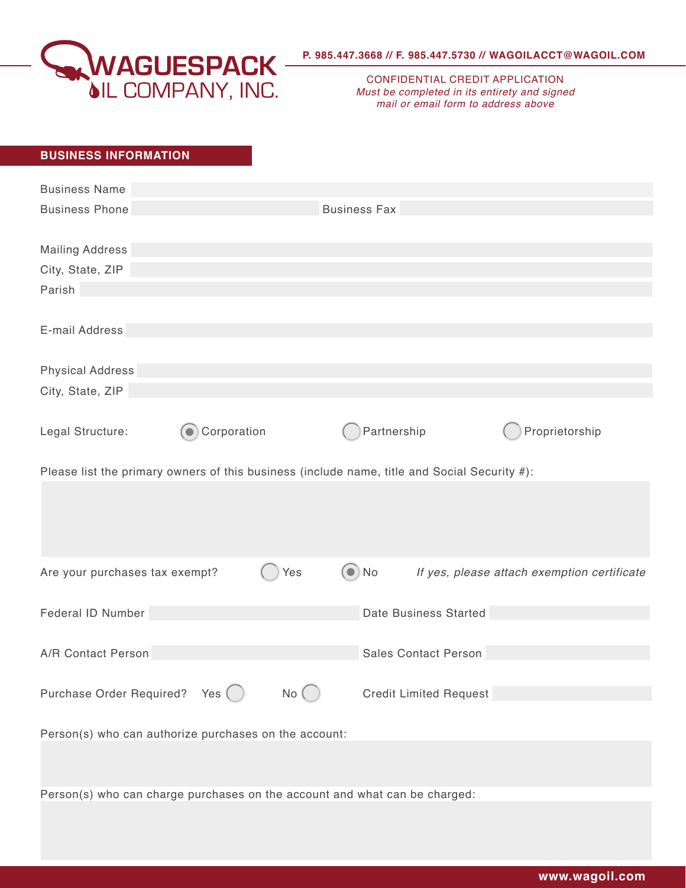# WAGUESPACK OIL COMPANY, INC.

**P. 985.447.3668 // F. 985.447.5730 // WAGOILACCT@WAGOIL.COM**

CONFIDENTIAL CREDIT APPLICATION
*Must be completed in its entirety and signed*
*mail or email form to address above*

## BUSINESS INFORMATION

Business Name

Business Phone  Business Fax

Mailing Address

City, State, ZIP

Parish

E-mail Address

Physical Address

City, State, ZIP

Legal Structure: (●) Corporation ( ) Partnership ( ) Proprietorship

Please list the primary owners of this business (include name, title and Social Security #):

Are your purchases tax exempt? ( ) Yes (●) No *If yes, please attach exemption certificate*

Federal ID Number  Date Business Started

A/R Contact Person  Sales Contact Person

Purchase Order Required? Yes ( ) No ( )  Credit Limited Request

Person(s) who can authorize purchases on the account:

Person(s) who can charge purchases on the account and what can be charged:

**www.wagoil.com**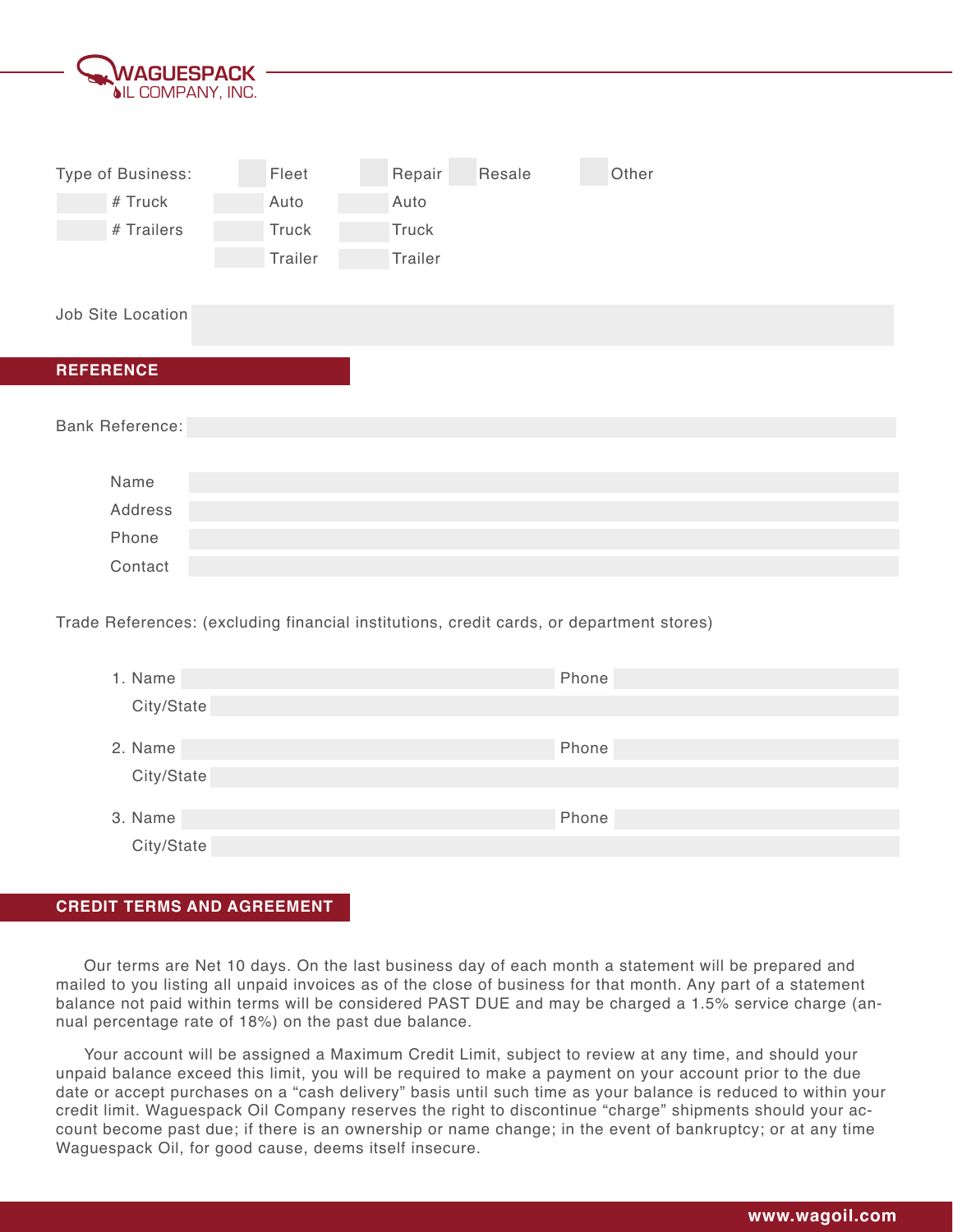WAGUESPACK OIL COMPANY, INC.

Type of Business: Fleet | Repair | Resale | Other

| | Fleet | Repair |
|---|---|---|
| # Truck | Auto | Auto |
| # Trailers | Truck | Truck |
| | Trailer | Trailer |

Job Site Location

## REFERENCE

Bank Reference:

Name

Address

Phone

Contact

Trade References: (excluding financial institutions, credit cards, or department stores)

1. Name &nbsp;&nbsp;&nbsp; Phone
   City/State

2. Name &nbsp;&nbsp;&nbsp; Phone
   City/State

3. Name &nbsp;&nbsp;&nbsp; Phone
   City/State

## CREDIT TERMS AND AGREEMENT

Our terms are Net 10 days. On the last business day of each month a statement will be prepared and mailed to you listing all unpaid invoices as of the close of business for that month. Any part of a statement balance not paid within terms will be considered PAST DUE and may be charged a 1.5% service charge (annual percentage rate of 18%) on the past due balance.

Your account will be assigned a Maximum Credit Limit, subject to review at any time, and should your unpaid balance exceed this limit, you will be required to make a payment on your account prior to the due date or accept purchases on a "cash delivery" basis until such time as your balance is reduced to within your credit limit. Waguespack Oil Company reserves the right to discontinue "charge" shipments should your account become past due; if there is an ownership or name change; in the event of bankruptcy; or at any time Waguespack Oil, for good cause, deems itself insecure.

www.wagoil.com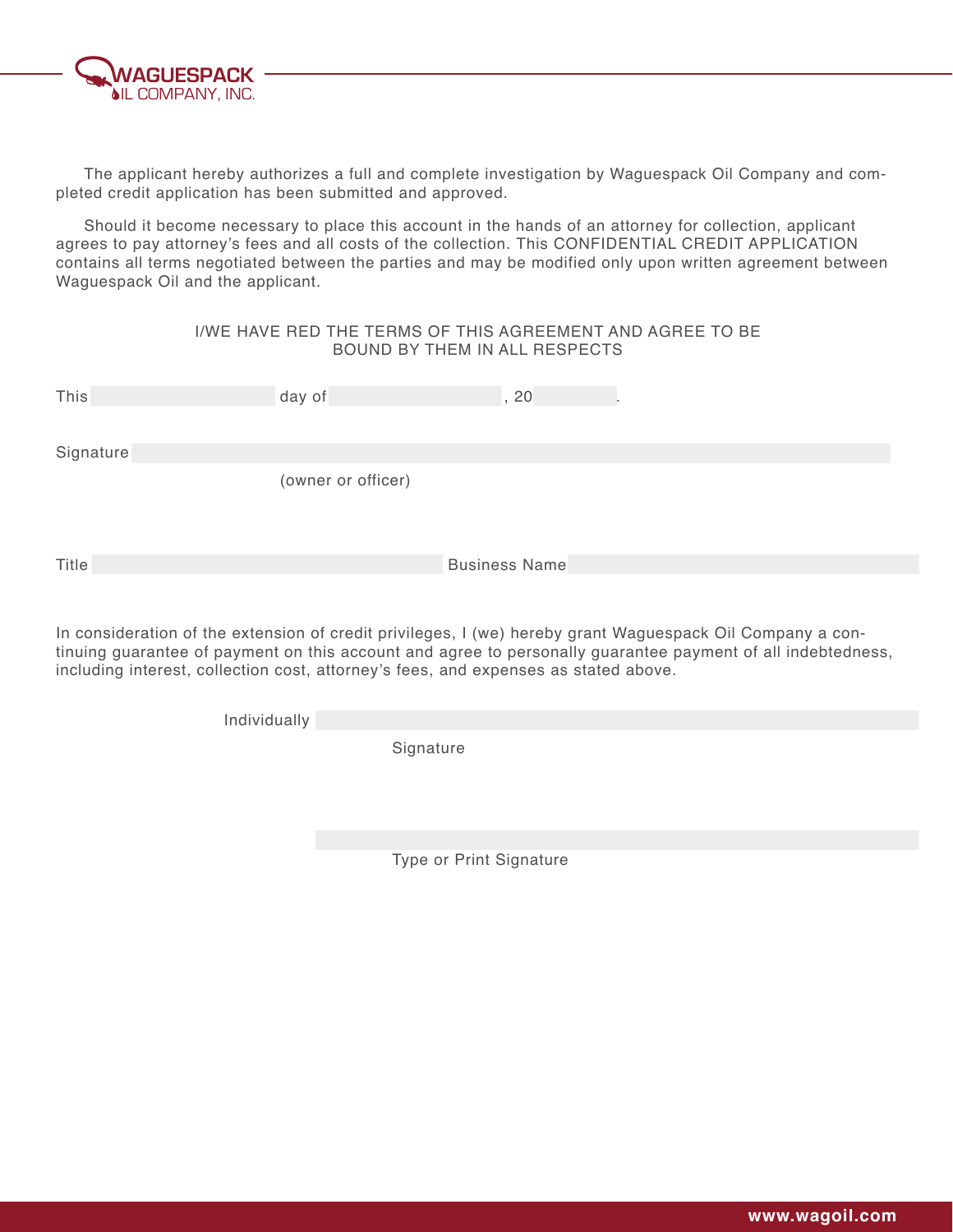The applicant hereby authorizes a full and complete investigation by Waguespack Oil Company and completed credit application has been submitted and approved.

Should it become necessary to place this account in the hands of an attorney for collection, applicant agrees to pay attorney's fees and all costs of the collection. This CONFIDENTIAL CREDIT APPLICATION contains all terms negotiated between the parties and may be modified only upon written agreement between Waguespack Oil and the applicant.

I/WE HAVE RED THE TERMS OF THIS AGREEMENT AND AGREE TO BE BOUND BY THEM IN ALL RESPECTS

This ____________ day of ____________, 20______.

Signature ________________________________________

(owner or officer)

Title ____________________ Business Name ____________________

In consideration of the extension of credit privileges, I (we) hereby grant Waguespack Oil Company a continuing guarantee of payment on this account and agree to personally guarantee payment of all indebtedness, including interest, collection cost, attorney's fees, and expenses as stated above.

Individually ________________________________________

Signature

________________________________________

Type or Print Signature